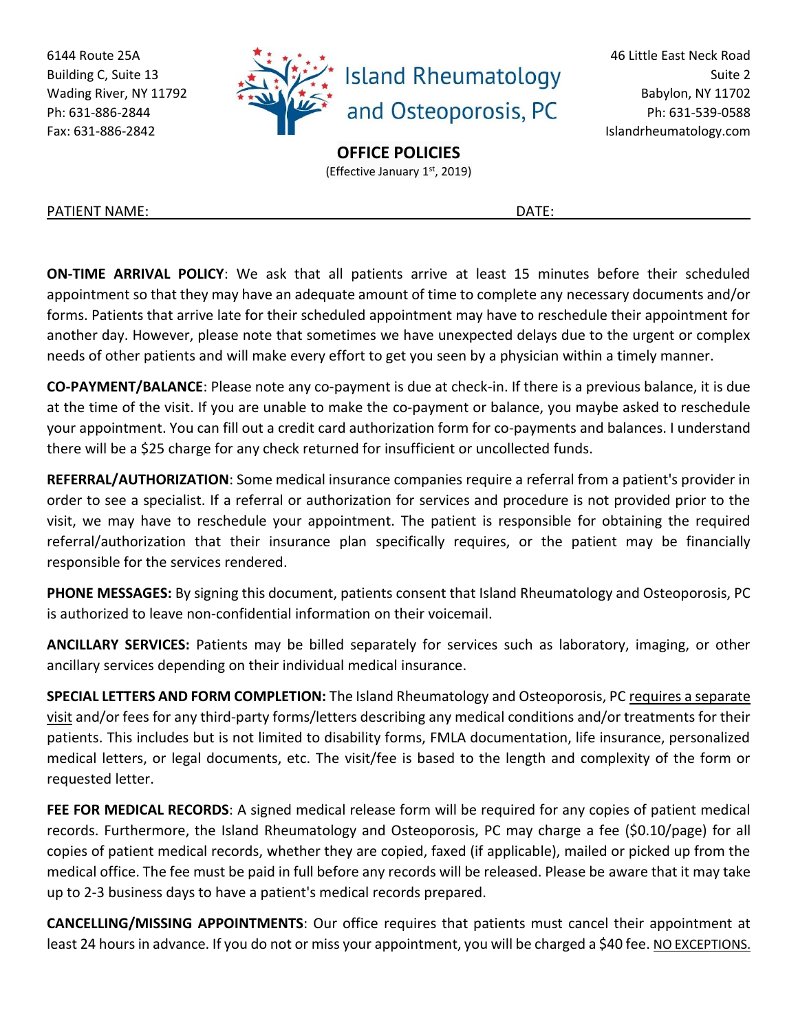6144 Route 25A
Building C, Suite 13
Wading River, NY 11792
Ph: 631-886-2844
Fax: 631-886-2842

# Island Rheumatology and Osteoporosis, PC

46 Little East Neck Road
Suite 2
Babylon, NY 11702
Ph: 631-539-0588
Islandrheumatology.com

## OFFICE POLICIES

(Effective January 1st, 2019)

PATIENT NAME: ______________________________ DATE: ______________

**ON-TIME ARRIVAL POLICY**: We ask that all patients arrive at least 15 minutes before their scheduled appointment so that they may have an adequate amount of time to complete any necessary documents and/or forms. Patients that arrive late for their scheduled appointment may have to reschedule their appointment for another day. However, please note that sometimes we have unexpected delays due to the urgent or complex needs of other patients and will make every effort to get you seen by a physician within a timely manner.

**CO-PAYMENT/BALANCE**: Please note any co-payment is due at check-in. If there is a previous balance, it is due at the time of the visit. If you are unable to make the co-payment or balance, you maybe asked to reschedule your appointment. You can fill out a credit card authorization form for co-payments and balances. I understand there will be a $25 charge for any check returned for insufficient or uncollected funds.

**REFERRAL/AUTHORIZATION**: Some medical insurance companies require a referral from a patient's provider in order to see a specialist. If a referral or authorization for services and procedure is not provided prior to the visit, we may have to reschedule your appointment. The patient is responsible for obtaining the required referral/authorization that their insurance plan specifically requires, or the patient may be financially responsible for the services rendered.

**PHONE MESSAGES:** By signing this document, patients consent that Island Rheumatology and Osteoporosis, PC is authorized to leave non-confidential information on their voicemail.

**ANCILLARY SERVICES:** Patients may be billed separately for services such as laboratory, imaging, or other ancillary services depending on their individual medical insurance.

**SPECIAL LETTERS AND FORM COMPLETION:** The Island Rheumatology and Osteoporosis, PC requires a separate visit and/or fees for any third-party forms/letters describing any medical conditions and/or treatments for their patients. This includes but is not limited to disability forms, FMLA documentation, life insurance, personalized medical letters, or legal documents, etc. The visit/fee is based to the length and complexity of the form or requested letter.

**FEE FOR MEDICAL RECORDS**: A signed medical release form will be required for any copies of patient medical records. Furthermore, the Island Rheumatology and Osteoporosis, PC may charge a fee ($0.10/page) for all copies of patient medical records, whether they are copied, faxed (if applicable), mailed or picked up from the medical office. The fee must be paid in full before any records will be released. Please be aware that it may take up to 2-3 business days to have a patient's medical records prepared.

**CANCELLING/MISSING APPOINTMENTS**: Our office requires that patients must cancel their appointment at least 24 hours in advance. If you do not or miss your appointment, you will be charged a $40 fee. NO EXCEPTIONS.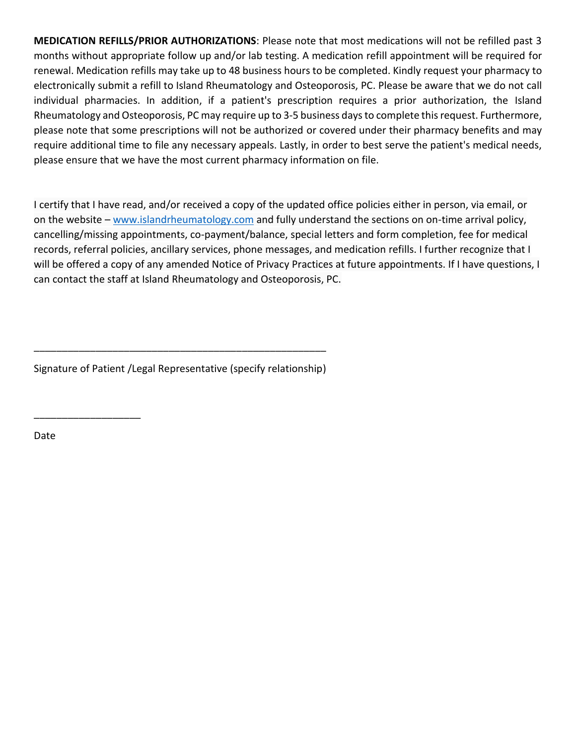**MEDICATION REFILLS/PRIOR AUTHORIZATIONS**: Please note that most medications will not be refilled past 3 months without appropriate follow up and/or lab testing. A medication refill appointment will be required for renewal. Medication refills may take up to 48 business hours to be completed. Kindly request your pharmacy to electronically submit a refill to Island Rheumatology and Osteoporosis, PC. Please be aware that we do not call individual pharmacies. In addition, if a patient's prescription requires a prior authorization, the Island Rheumatology and Osteoporosis, PC may require up to 3-5 business days to complete this request. Furthermore, please note that some prescriptions will not be authorized or covered under their pharmacy benefits and may require additional time to file any necessary appeals. Lastly, in order to best serve the patient's medical needs, please ensure that we have the most current pharmacy information on file.

I certify that I have read, and/or received a copy of the updated office policies either in person, via email, or on the website – [www.islandrheumatology.com](http://www.islandrheumatology.com) and fully understand the sections on on-time arrival policy, cancelling/missing appointments, co-payment/balance, special letters and form completion, fee for medical records, referral policies, ancillary services, phone messages, and medication refills. I further recognize that I will be offered a copy of any amended Notice of Privacy Practices at future appointments. If I have questions, I can contact the staff at Island Rheumatology and Osteoporosis, PC.

______________________________________________________

Signature of Patient /Legal Representative (specify relationship)

____________________

Date